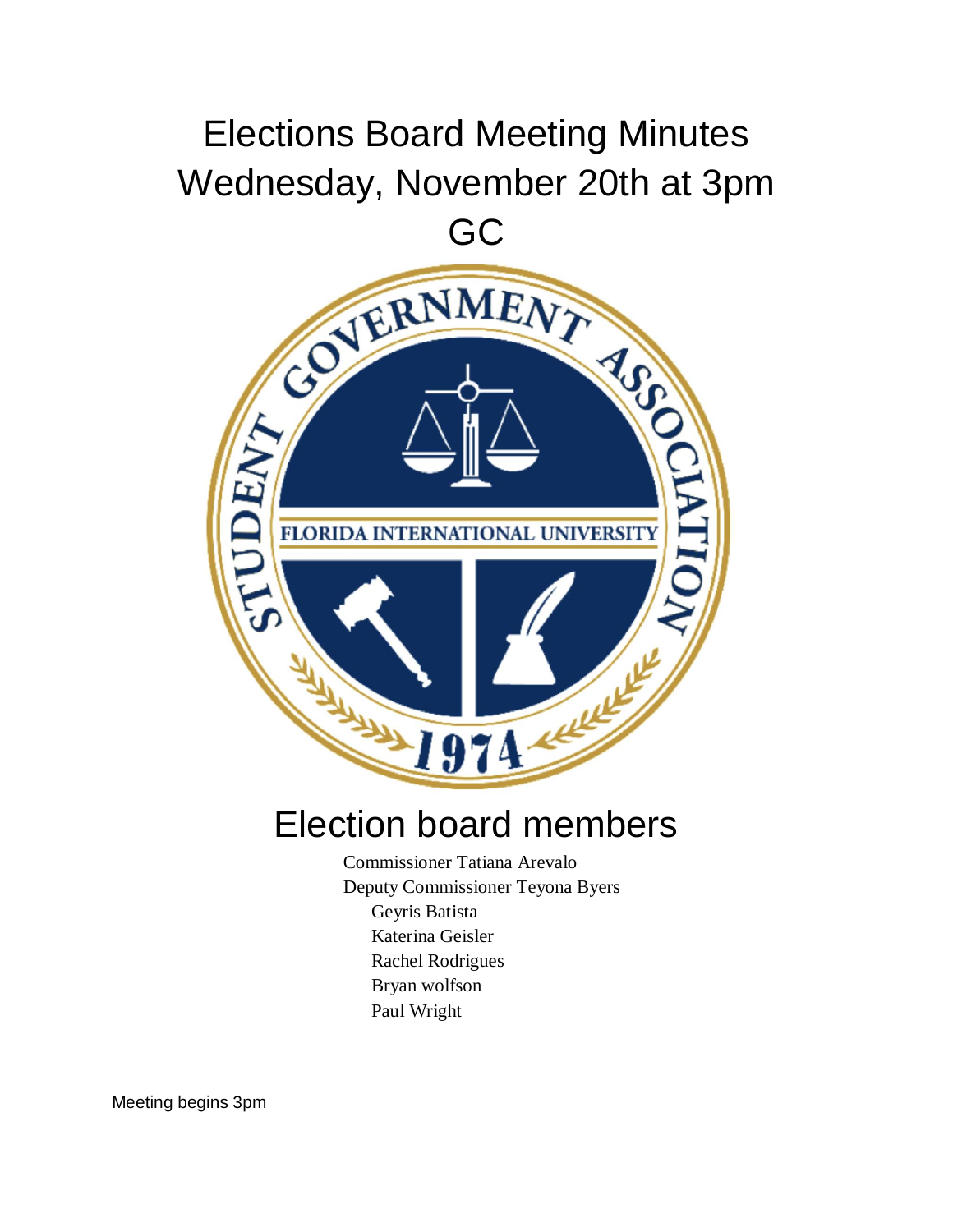# Elections Board Meeting Minutes
# Wednesday, November 20th at 3pm
# GC

## Election board members

Commissioner Tatiana Arevalo
Deputy Commissioner Teyona Byers
Geyris Batista
Katerina Geisler
Rachel Rodrigues
Bryan wolfson
Paul Wright

Meeting begins 3pm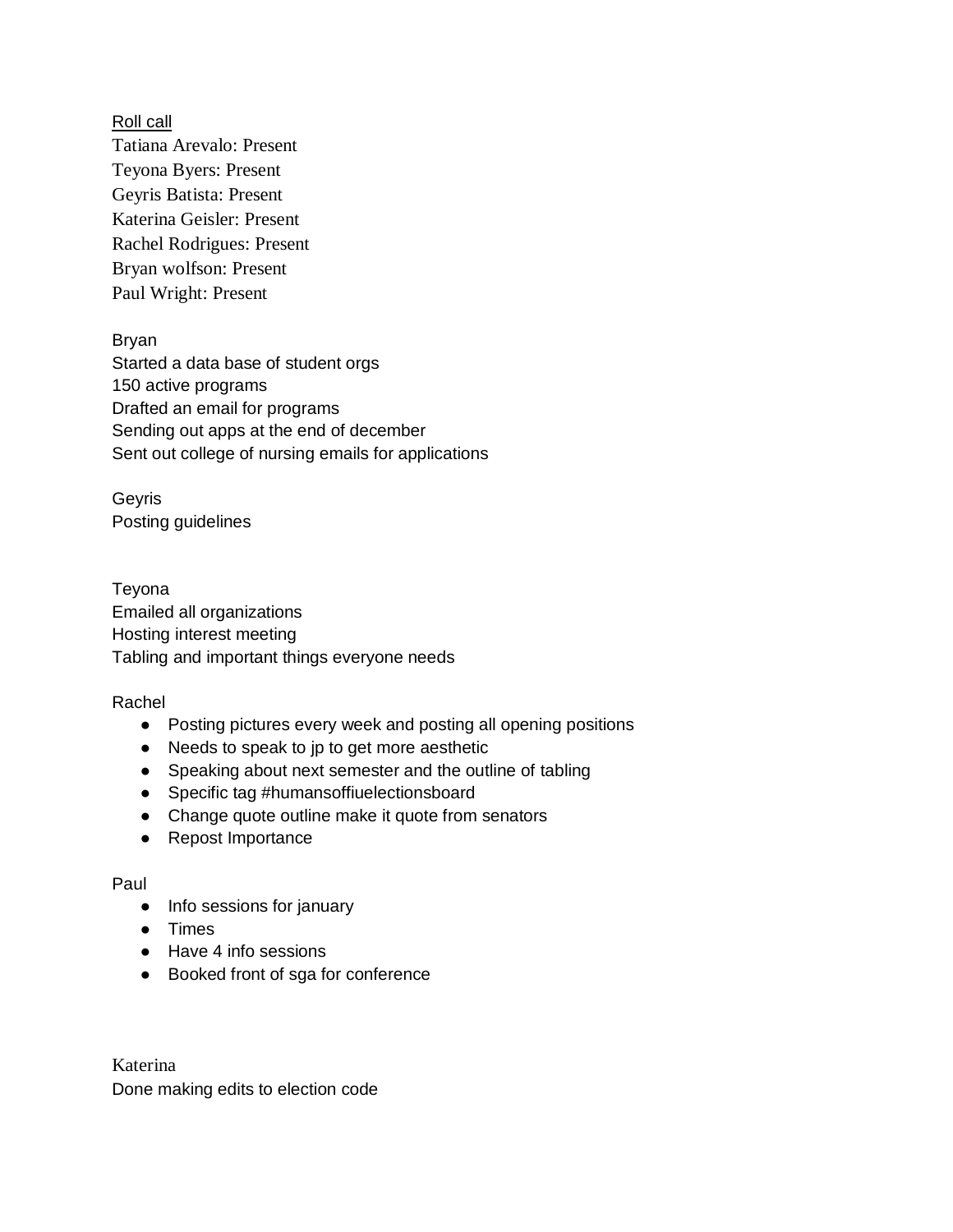<u>Roll call</u>

Tatiana Arevalo: Present
Teyona Byers: Present
Geyris Batista: Present
Katerina Geisler: Present
Rachel Rodrigues: Present
Bryan wolfson: Present
Paul Wright: Present

Bryan
Started a data base of student orgs
150 active programs
Drafted an email for programs
Sending out apps at the end of december
Sent out college of nursing emails for applications

Geyris
Posting guidelines

Teyona
Emailed all organizations
Hosting interest meeting
Tabling and important things everyone needs

Rachel

- Posting pictures every week and posting all opening positions
- Needs to speak to jp to get more aesthetic
- Speaking about next semester and the outline of tabling
- Specific tag #humansoffiuelectionsboard
- Change quote outline make it quote from senators
- Repost Importance

Paul

- Info sessions for january
- Times
- Have 4 info sessions
- Booked front of sga for conference

Katerina
Done making edits to election code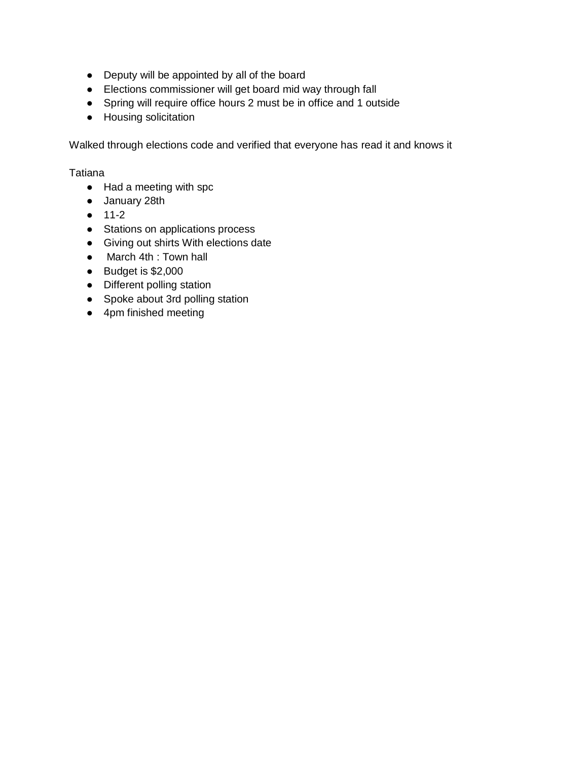- Deputy will be appointed by all of the board
- Elections commissioner will get board mid way through fall
- Spring will require office hours 2 must be in office and 1 outside
- Housing solicitation

Walked through elections code and verified that everyone has read it and knows it

Tatiana

- Had a meeting with spc
- January 28th
- 11-2
- Stations on applications process
- Giving out shirts With elections date
- March 4th : Town hall
- Budget is $2,000
- Different polling station
- Spoke about 3rd polling station
- 4pm finished meeting